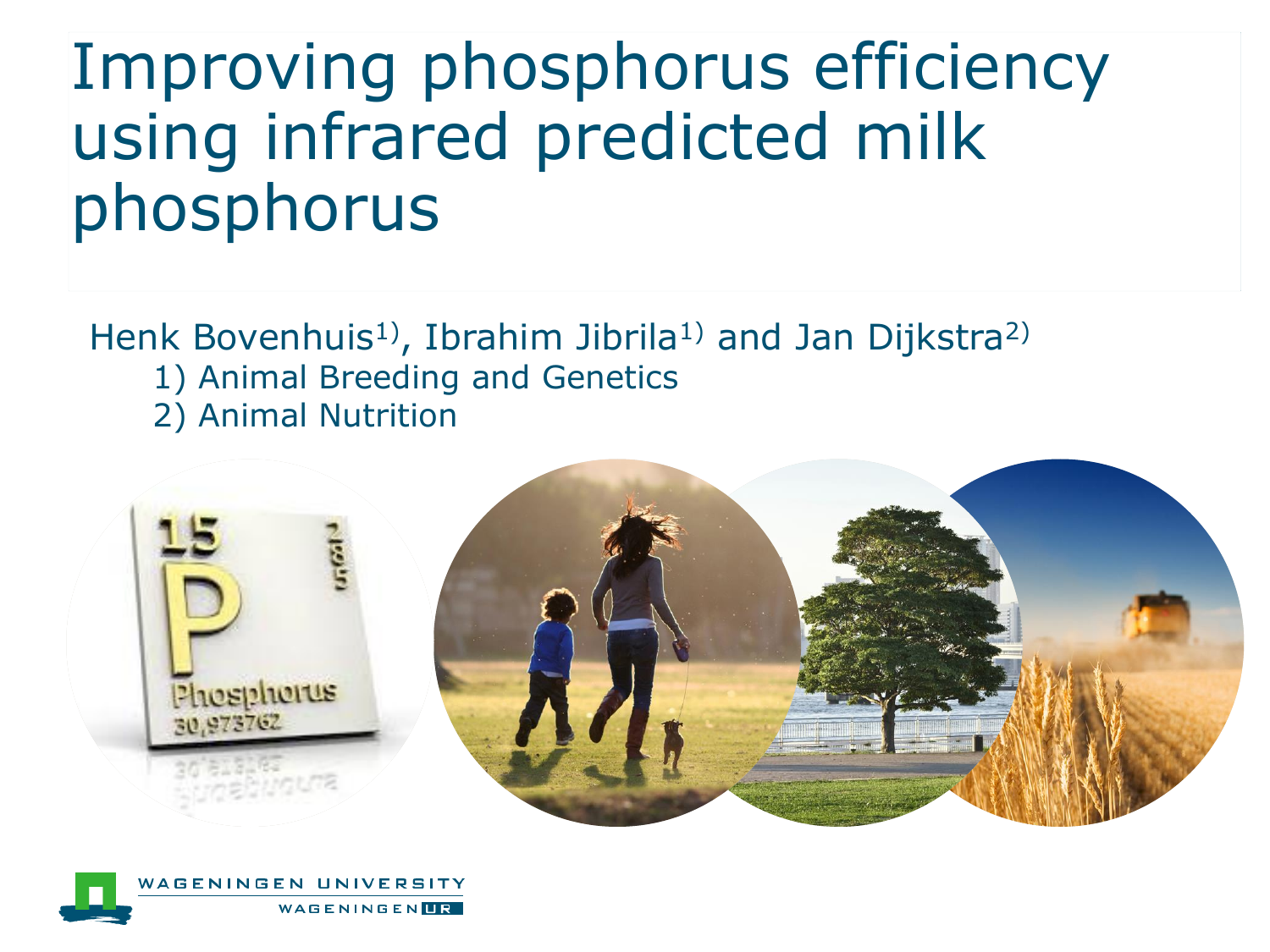# Improving phosphorus efficiency using infrared predicted milk phosphorus

Henk Bovenhuis[1], Ibrahim Jibrila[1] and Jan Dijkstra[2]

1) Animal Breeding and Genetics

2) Animal Nutrition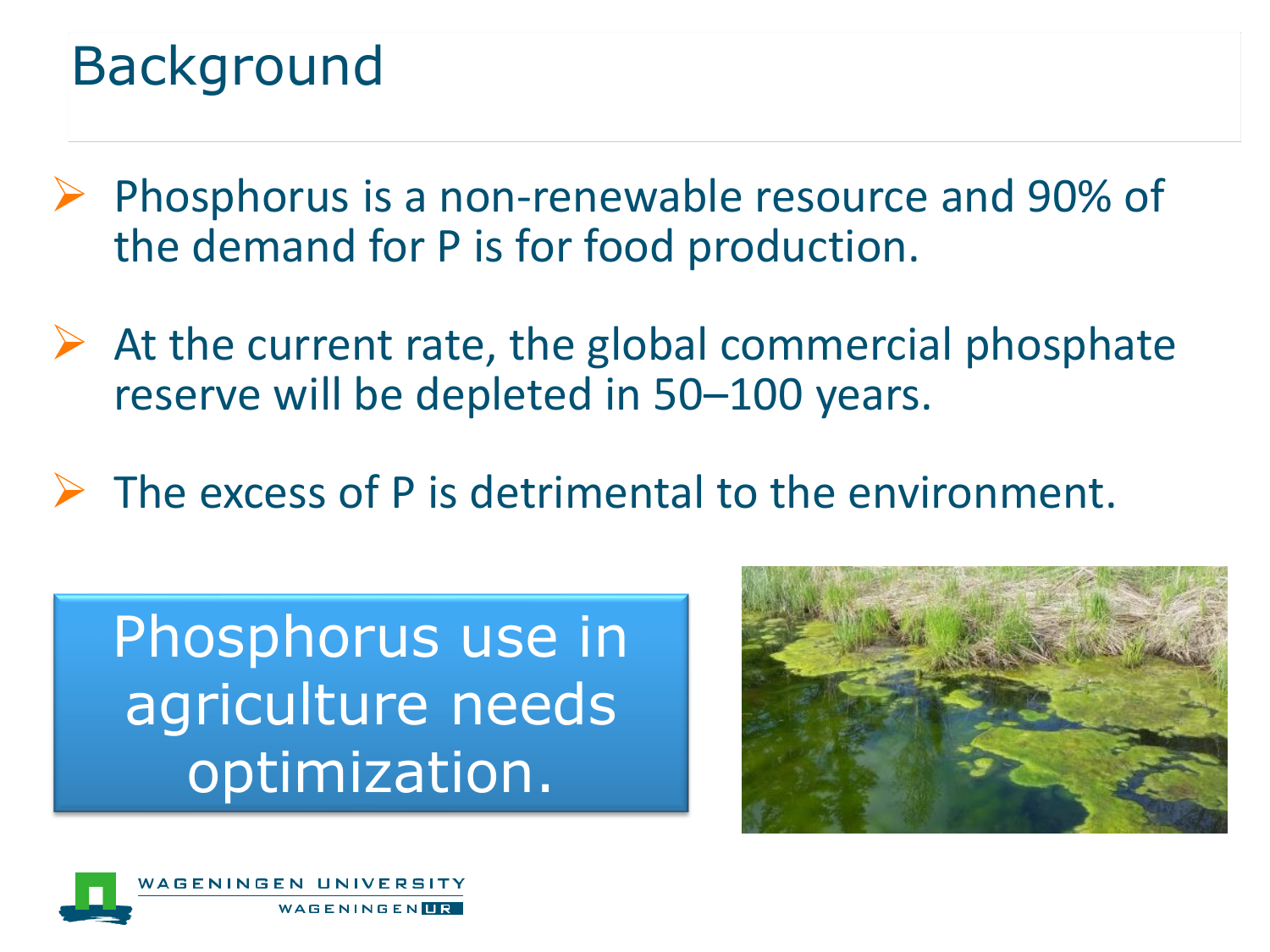# Background

- Phosphorus is a non-renewable resource and 90% of the demand for P is for food production.
- At the current rate, the global commercial phosphate reserve will be depleted in 50–100 years.
- The excess of P is detrimental to the environment.

**Phosphorus use in agriculture needs optimization.**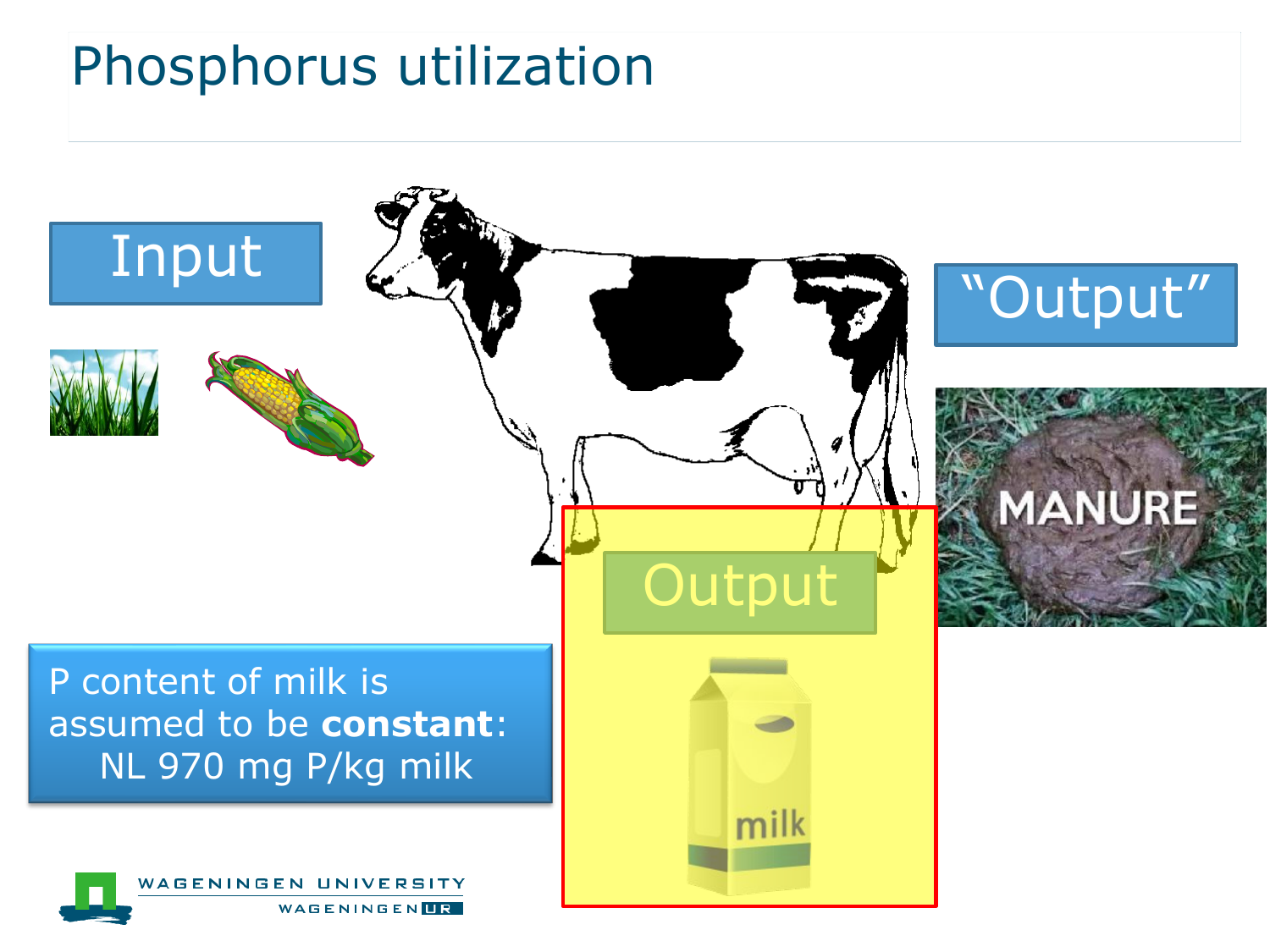# Phosphorus utilization

Input

"Output"

MANURE

Output

milk

P content of milk is assumed to be **constant**:
NL 970 mg P/kg milk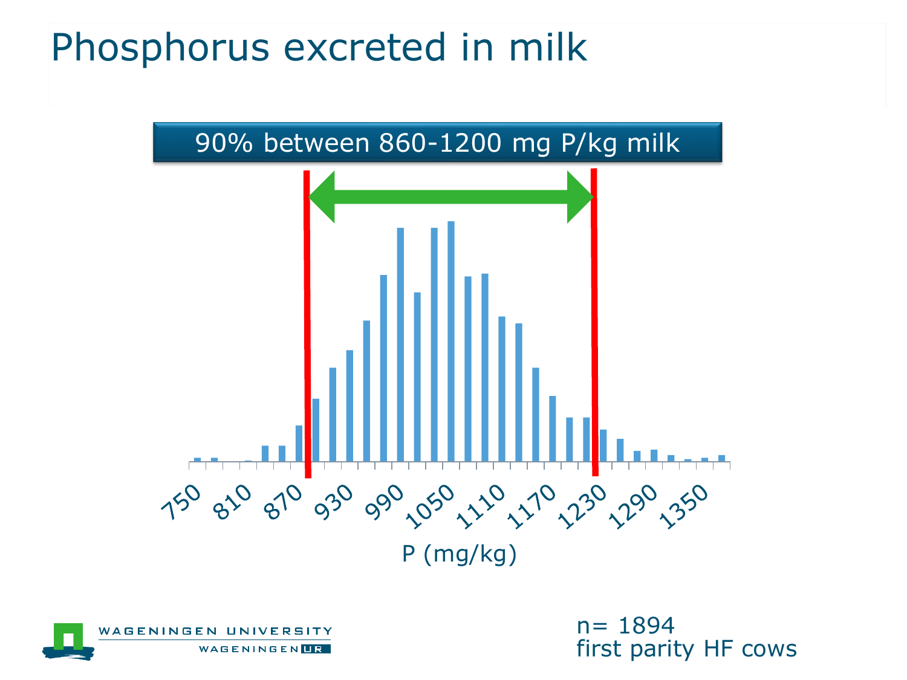# Phosphorus excreted in milk

**90% between 860-1200 mg P/kg milk**

P (mg/kg)

n= 1894
first parity HF cows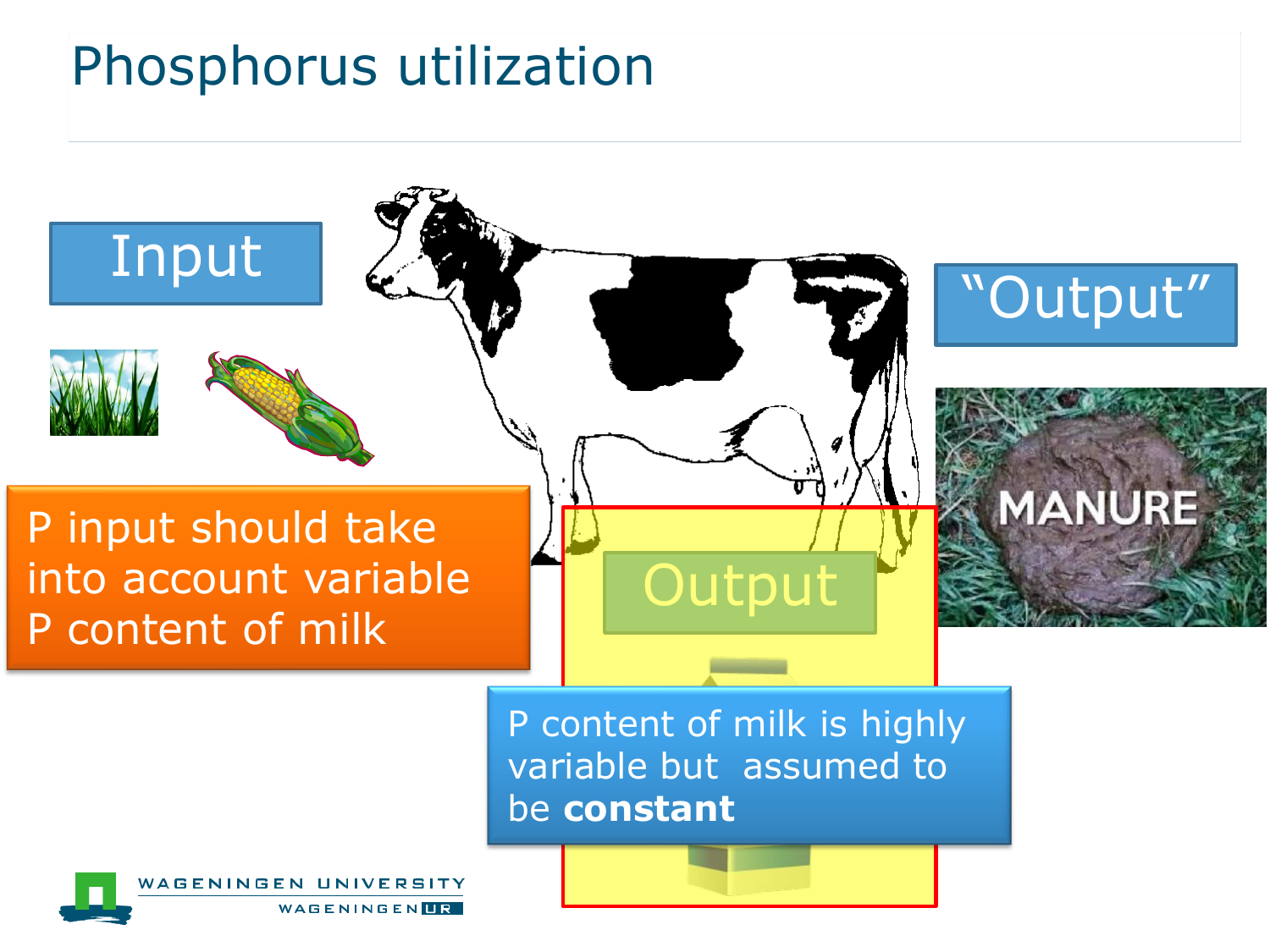# Phosphorus utilization

Input

"Output"

MANURE

P input should take into account variable P content of milk

Output

P content of milk is highly variable but assumed to be **constant**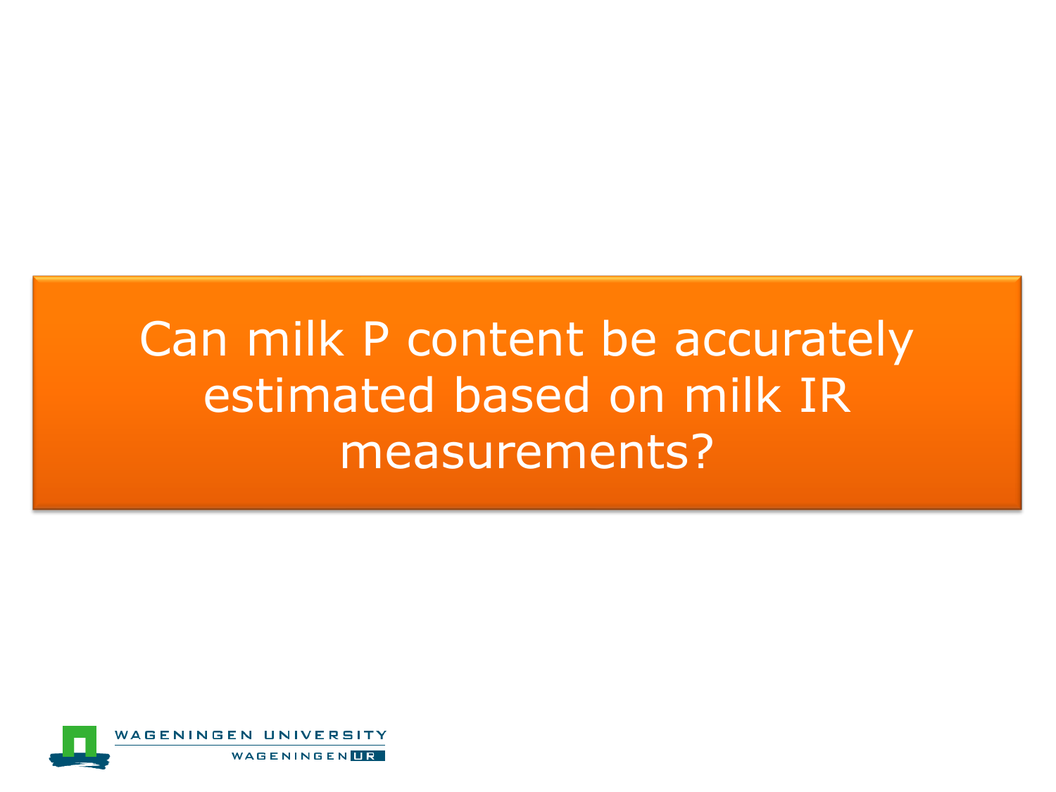# Can milk P content be accurately estimated based on milk IR measurements?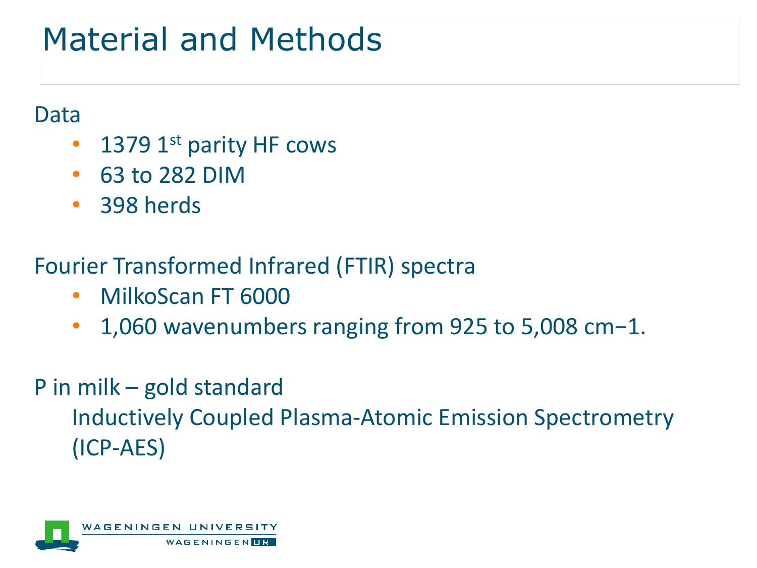# Material and Methods

Data

- 1379 1st parity HF cows
- 63 to 282 DIM
- 398 herds

Fourier Transformed Infrared (FTIR) spectra

- MilkoScan FT 6000
- 1,060 wavenumbers ranging from 925 to 5,008 $cm^{-1}$.

P in milk – gold standard

Inductively Coupled Plasma-Atomic Emission Spectrometry (ICP-AES)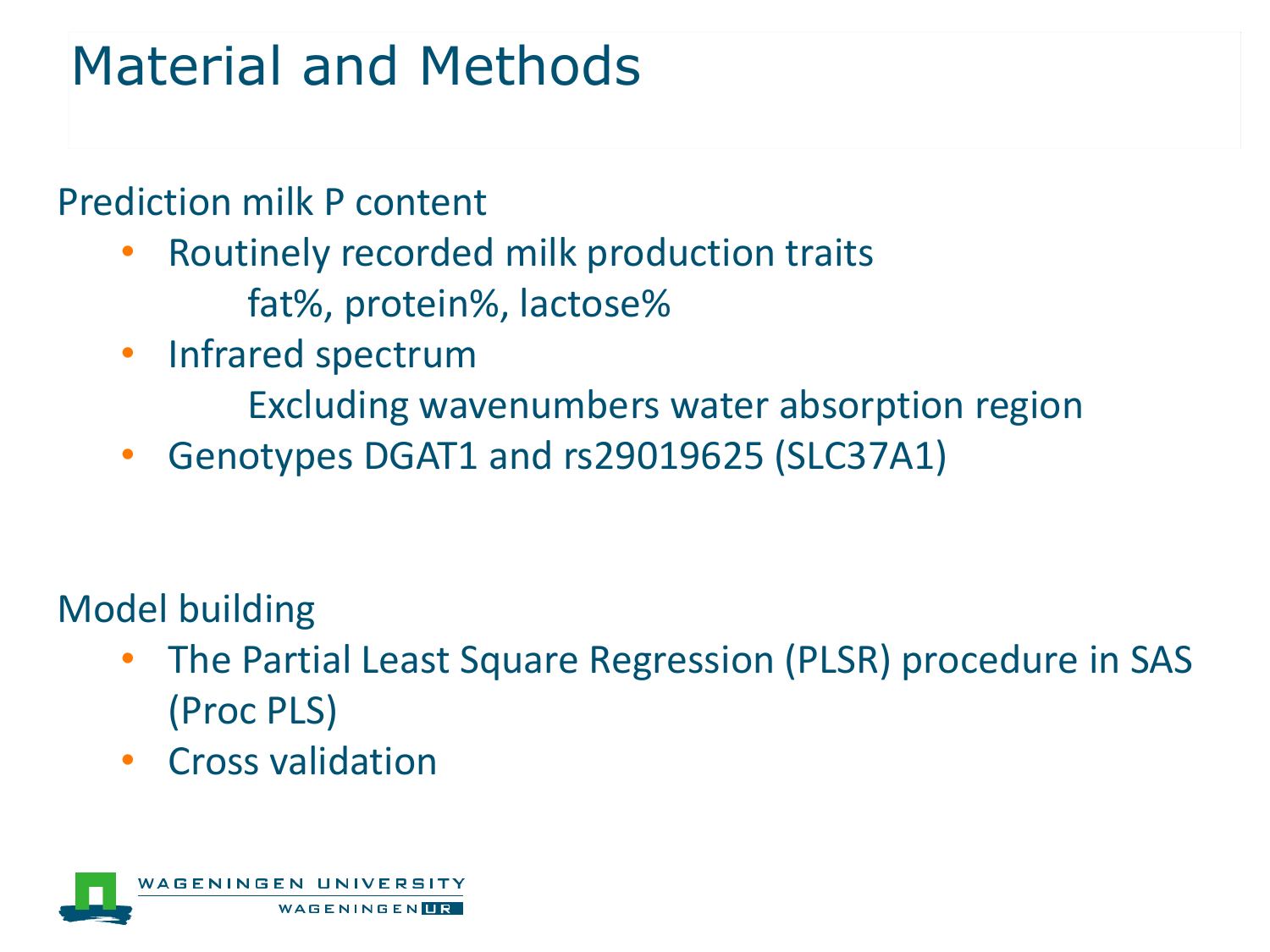# Material and Methods

Prediction milk P content

- Routinely recorded milk production traits
  - fat%, protein%, lactose%
- Infrared spectrum
  - Excluding wavenumbers water absorption region
- Genotypes DGAT1 and rs29019625 (SLC37A1)

Model building

- The Partial Least Square Regression (PLSR) procedure in SAS (Proc PLS)
- Cross validation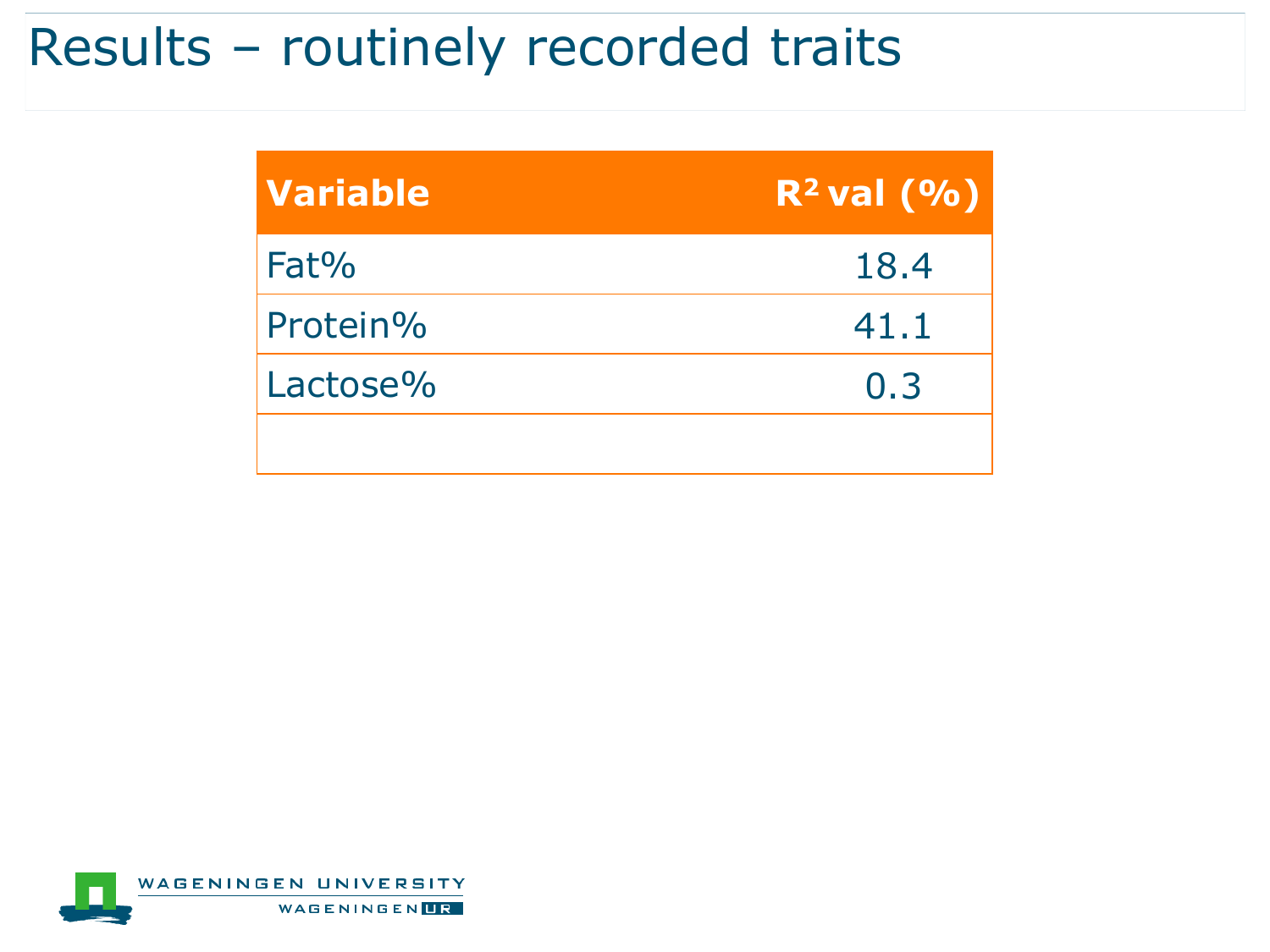# Results – routinely recorded traits

| Variable | $R^2$ val (%) |
| --- | --- |
| Fat% | 18.4 |
| Protein% | 41.1 |
| Lactose% | 0.3 |
| | |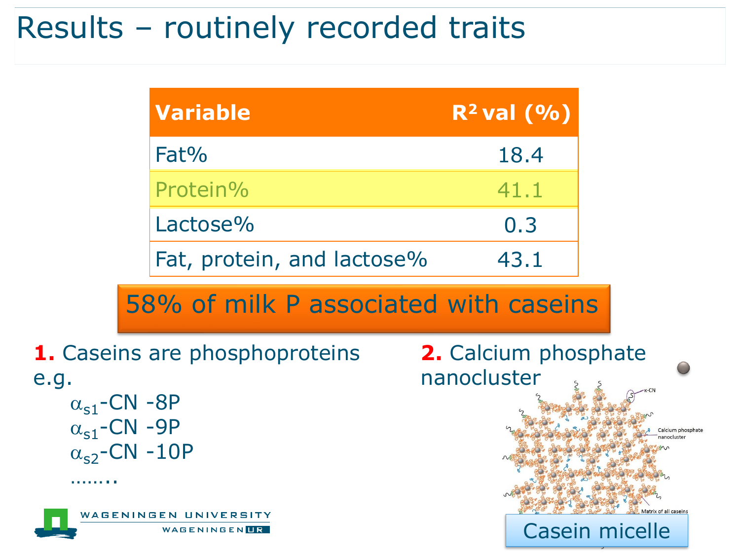# Results – routinely recorded traits

| Variable | $R^2$ val (%) |
|---|---|
| Fat% | 18.4 |
| Protein% | 41.1 |
| Lactose% | 0.3 |
| Fat, protein, and lactose% | 43.1 |

**58% of milk P associated with caseins**

**1.** Caseins are phosphoproteins e.g.

- $\alpha_{s1}$-CN -8P
- $\alpha_{s1}$-CN -9P
- $\alpha_{s2}$-CN -10P
- ……..

**2.** Calcium phosphate nanocluster

κ-CN

Calcium phosphate nanocluster

Matrix of all caseins

Casein micelle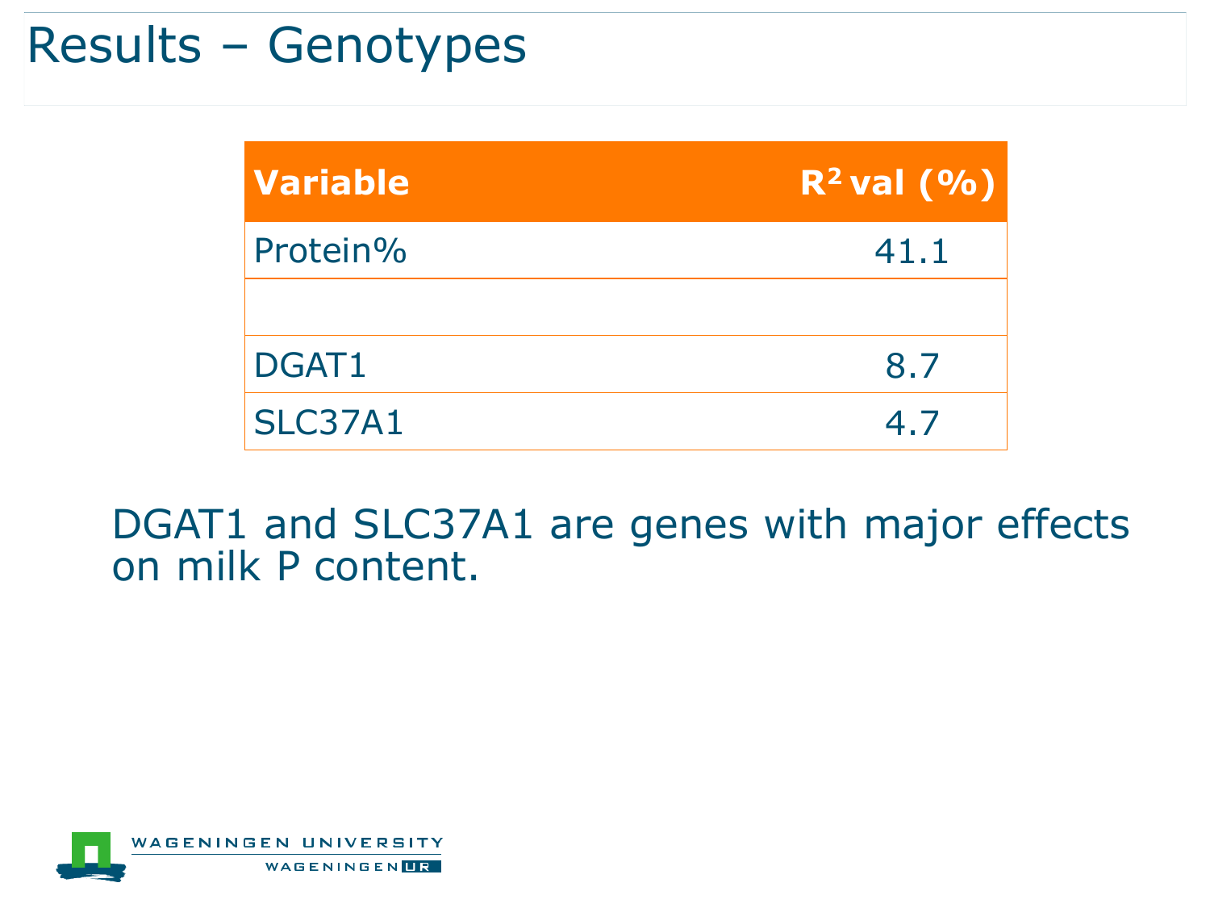# Results – Genotypes

| Variable | $R^2$ val (%) |
|---|---|
| Protein% | 41.1 |
| | |
| DGAT1 | 8.7 |
| SLC37A1 | 4.7 |

DGAT1 and SLC37A1 are genes with major effects on milk P content.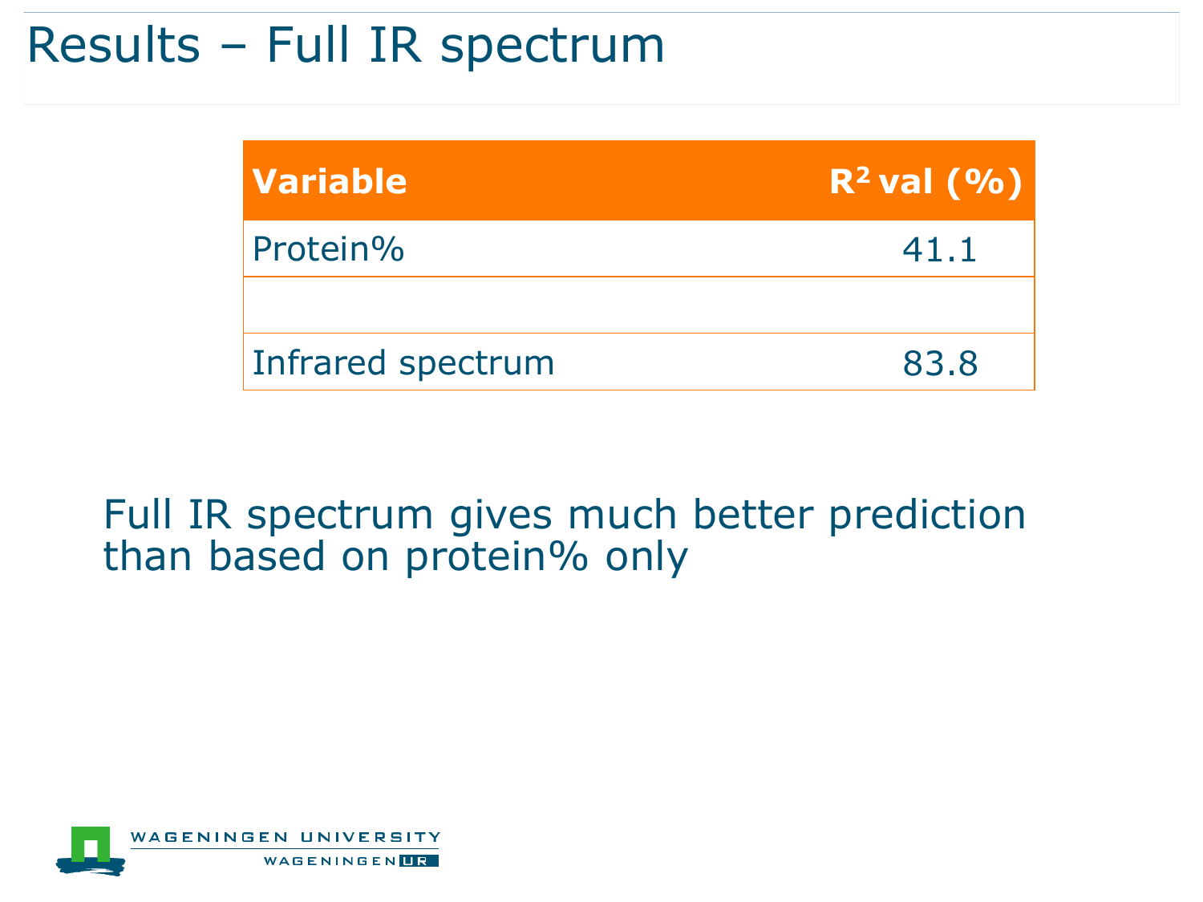# Results – Full IR spectrum

| Variable | $R^2$ val (%) |
|---|---|
| Protein% | 41.1 |
| | |
| Infrared spectrum | 83.8 |

Full IR spectrum gives much better prediction than based on protein% only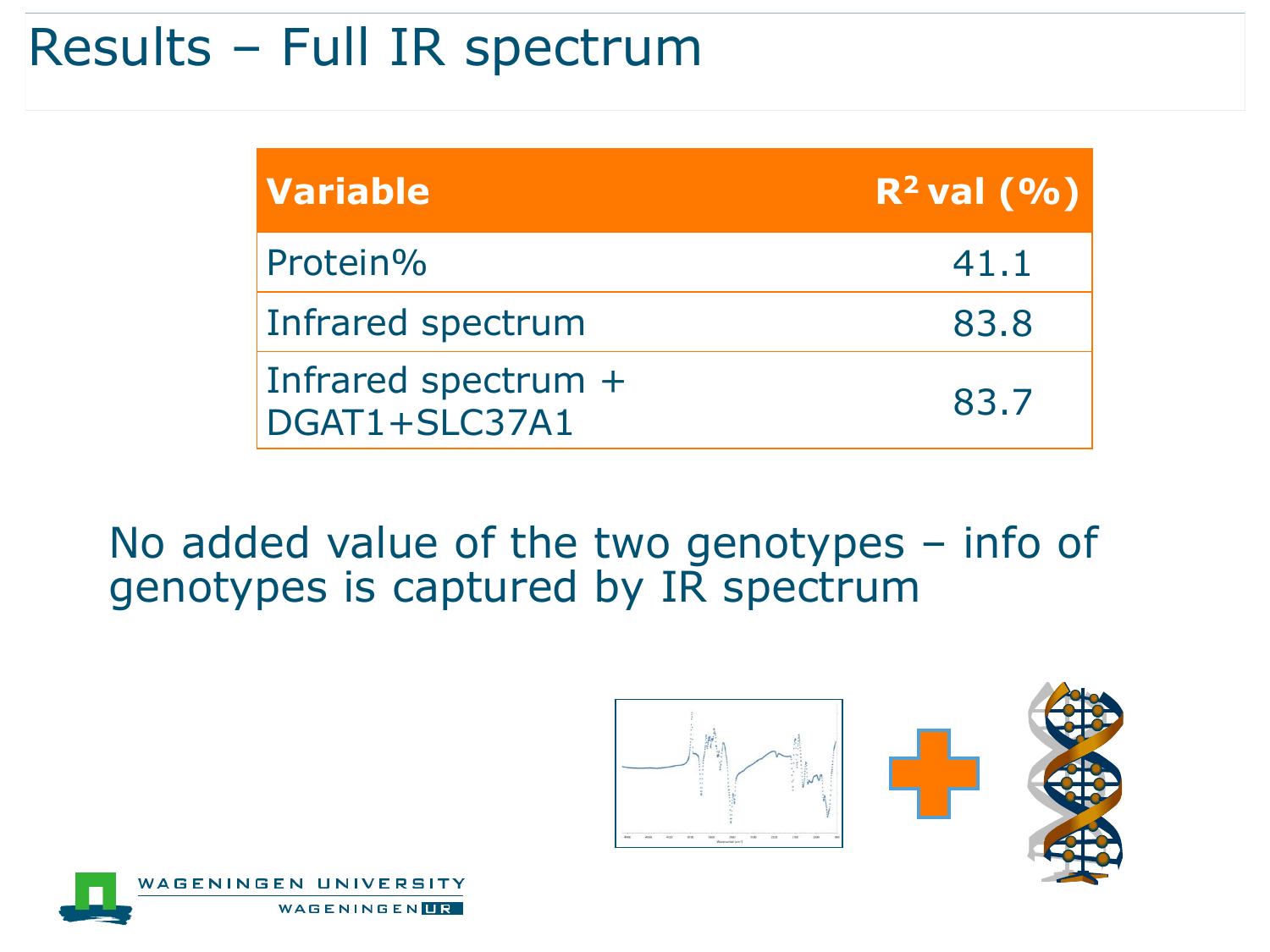# Results – Full IR spectrum

| Variable | $R^2$ val (%) |
| --- | --- |
| Protein% | 41.1 |
| Infrared spectrum | 83.8 |
| Infrared spectrum + DGAT1+SLC37A1 | 83.7 |

No added value of the two genotypes – info of genotypes is captured by IR spectrum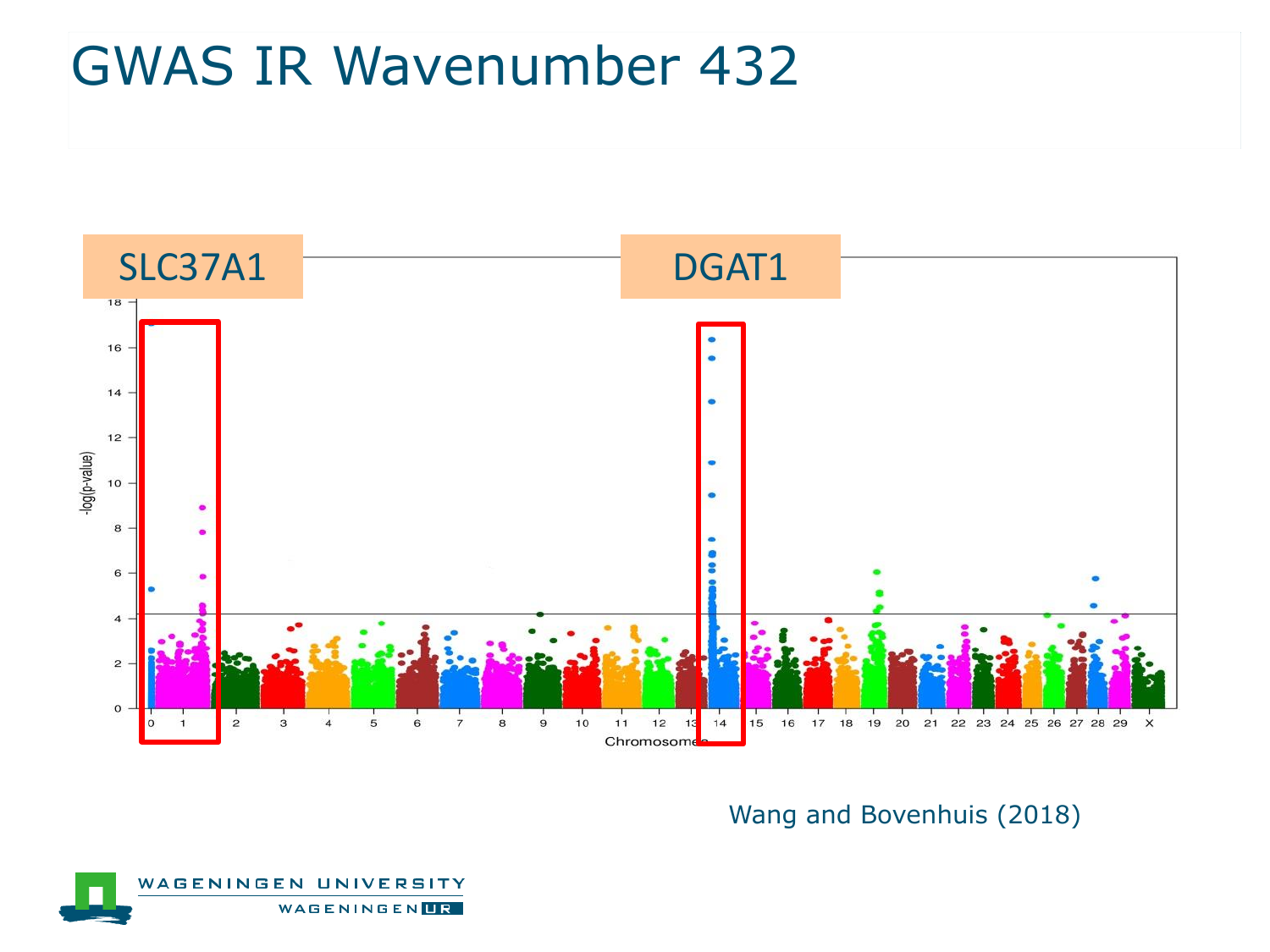# GWAS IR Wavenumber 432

SLC37A1

DGAT1

Wang and Bovenhuis (2018)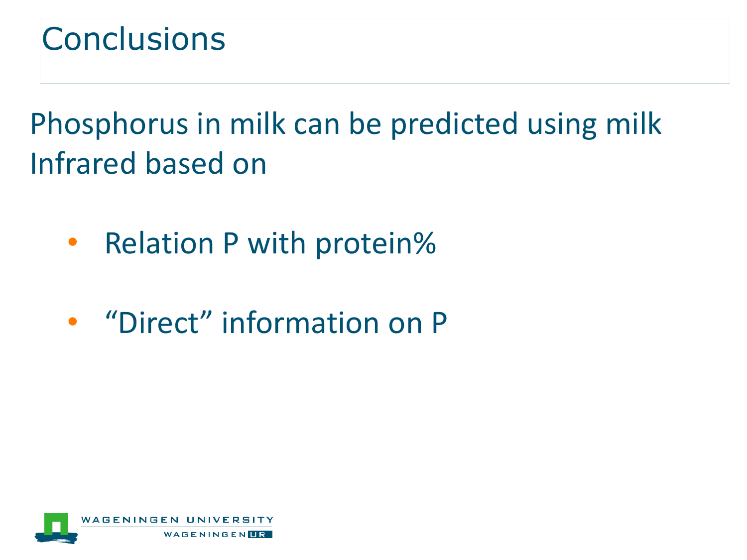# Conclusions

Phosphorus in milk can be predicted using milk Infrared based on

- Relation P with protein%
- “Direct” information on P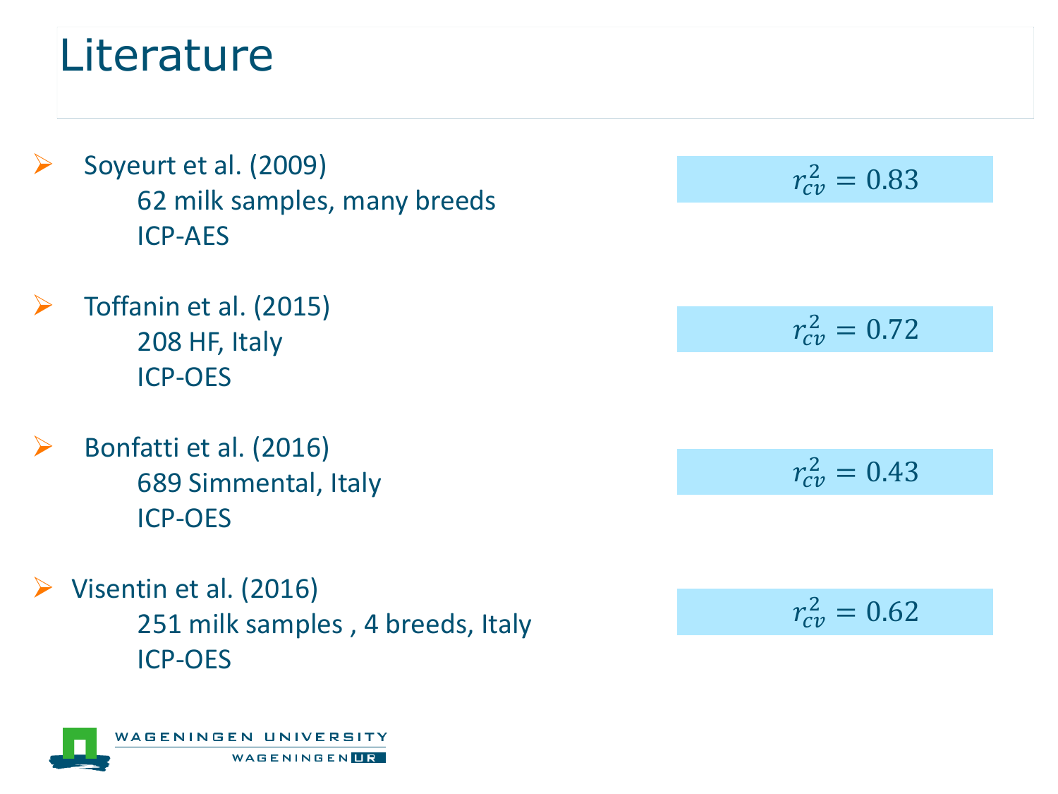# Literature

- Soyeurt et al. (2009)
  62 milk samples, many breeds
  ICP-AES

  $r_{cv}^2 = 0.83$

- Toffanin et al. (2015)
  208 HF, Italy
  ICP-OES

  $r_{cv}^2 = 0.72$

- Bonfatti et al. (2016)
  689 Simmental, Italy
  ICP-OES

  $r_{cv}^2 = 0.43$

- Visentin et al. (2016)
  251 milk samples , 4 breeds, Italy
  ICP-OES

  $r_{cv}^2 = 0.62$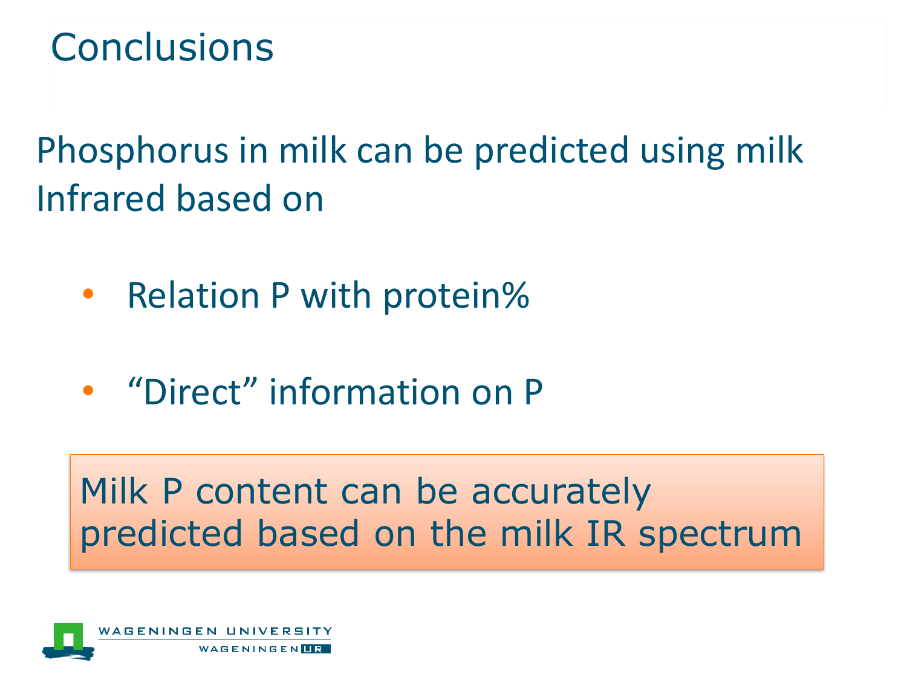# Conclusions

Phosphorus in milk can be predicted using milk Infrared based on

- Relation P with protein%
- “Direct” information on P

**Milk P content can be accurately predicted based on the milk IR spectrum**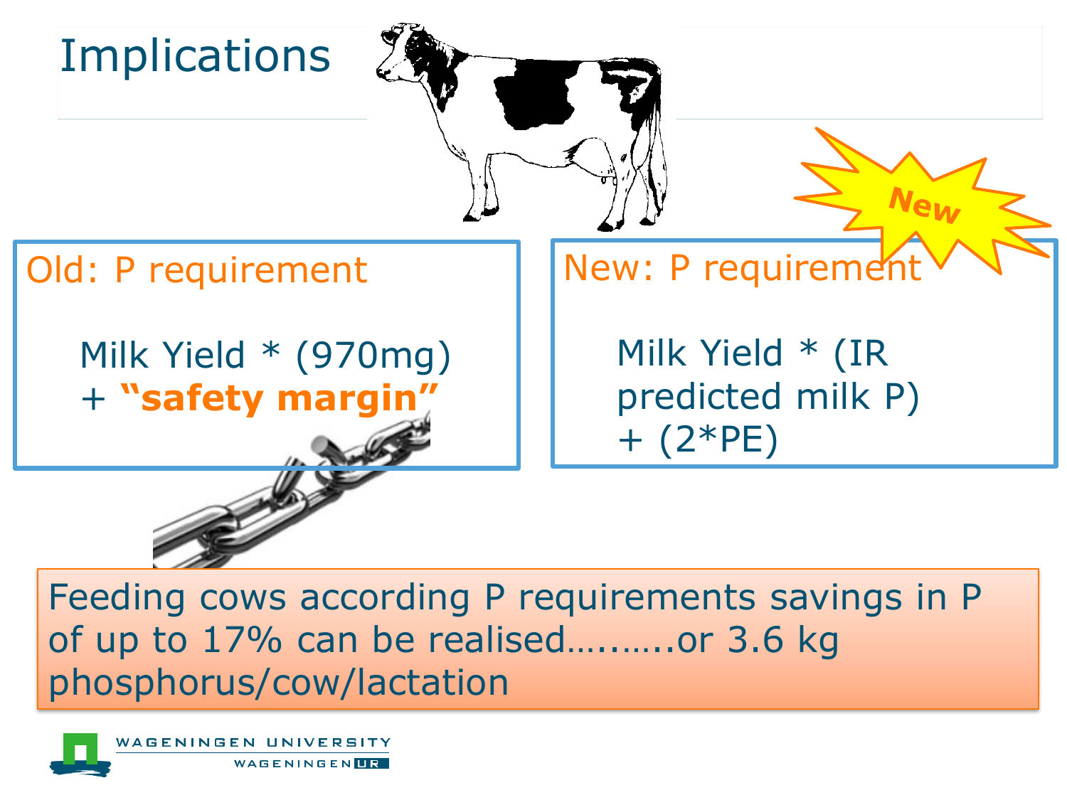# Implications

New

**Old: P requirement**

Milk Yield * (970mg)
+ **"safety margin"**

**New: P requirement**

Milk Yield * (IR predicted milk P)
+ (2*PE)

Feeding cows according P requirements savings in P of up to 17% can be realised……..or 3.6 kg phosphorus/cow/lactation